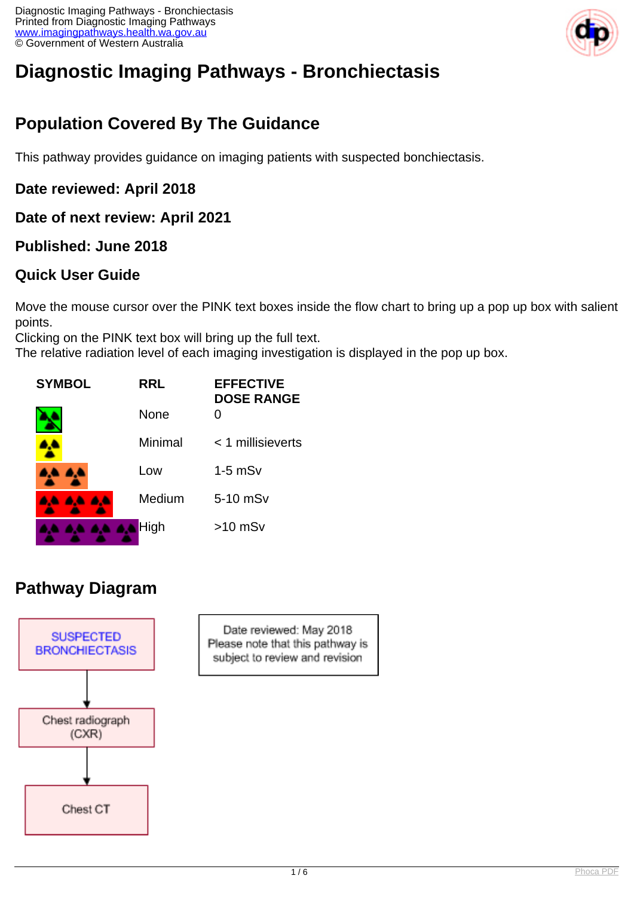# Diagnostic Imaging Pathways - Bronchiectasis

## Population Covered By The Guidance

This pathway provides guidance on imaging patients with suspected bonchiectasis.

### Date reviewed: April 2018

### Date of next review: April 2021

### Published: June 2018

### Quick User Guide

Move the mouse cursor over the PINK text boxes inside the flow chart to bring up a pop up box with salient points.
Clicking on the PINK text box will bring up the full text.
The relative radiation level of each imaging investigation is displayed in the pop up box.

| SYMBOL | RRL | EFFECTIVE DOSE RANGE |
|---|---|---|
| | None | 0 |
| | Minimal | < 1 millisieverts |
| | Low | 1-5 mSv |
| | Medium | 5-10 mSv |
| | High | >10 mSv |

## Pathway Diagram

SUSPECTED BRONCHIECTASIS

↓

Chest radiograph (CXR)

↓

Chest CT

Date reviewed: May 2018
Please note that this pathway is subject to review and revision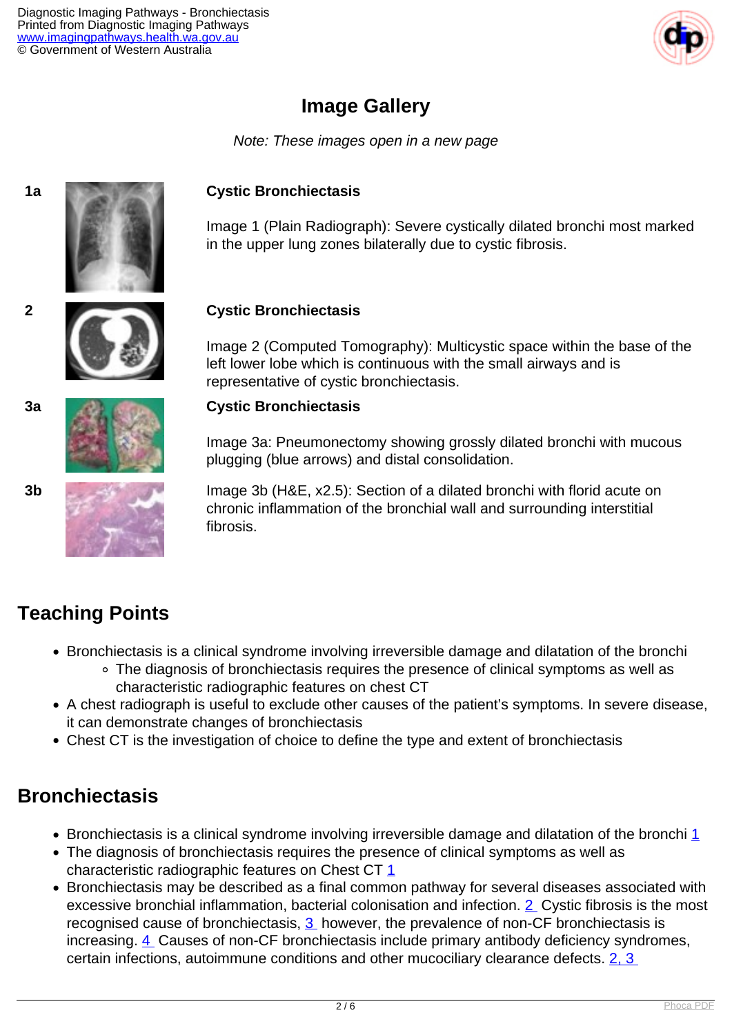## Image Gallery

*Note: These images open in a new page*

**1a**

**Cystic Bronchiectasis**

Image 1 (Plain Radiograph): Severe cystically dilated bronchi most marked in the upper lung zones bilaterally due to cystic fibrosis.

**2**

**Cystic Bronchiectasis**

Image 2 (Computed Tomography): Multicystic space within the base of the left lower lobe which is continuous with the small airways and is representative of cystic bronchiectasis.

**3a**

**Cystic Bronchiectasis**

Image 3a: Pneumonectomy showing grossly dilated bronchi with mucous plugging (blue arrows) and distal consolidation.

**3b**

Image 3b (H&E, x2.5): Section of a dilated bronchi with florid acute on chronic inflammation of the bronchial wall and surrounding interstitial fibrosis.

## Teaching Points

- Bronchiectasis is a clinical syndrome involving irreversible damage and dilatation of the bronchi
  - The diagnosis of bronchiectasis requires the presence of clinical symptoms as well as characteristic radiographic features on chest CT
- A chest radiograph is useful to exclude other causes of the patient's symptoms. In severe disease, it can demonstrate changes of bronchiectasis
- Chest CT is the investigation of choice to define the type and extent of bronchiectasis

## Bronchiectasis

- Bronchiectasis is a clinical syndrome involving irreversible damage and dilatation of the bronchi [1]
- The diagnosis of bronchiectasis requires the presence of clinical symptoms as well as characteristic radiographic features on Chest CT [1]
- Bronchiectasis may be described as a final common pathway for several diseases associated with excessive bronchial inflammation, bacterial colonisation and infection. [2] Cystic fibrosis is the most recognised cause of bronchiectasis, [3] however, the prevalence of non-CF bronchiectasis is increasing. [4] Causes of non-CF bronchiectasis include primary antibody deficiency syndromes, certain infections, autoimmune conditions and other mucociliary clearance defects. [2, 3]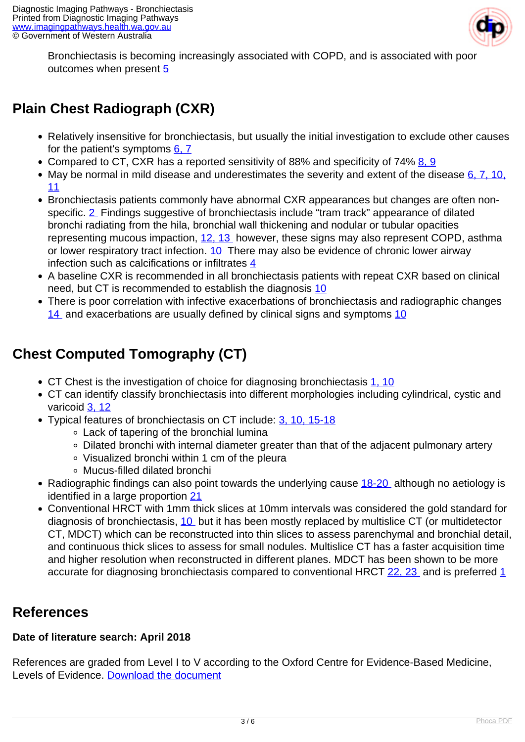Bronchiectasis is becoming increasingly associated with COPD, and is associated with poor outcomes when present 5

## Plain Chest Radiograph (CXR)

- Relatively insensitive for bronchiectasis, but usually the initial investigation to exclude other causes for the patient's symptoms 6, 7
- Compared to CT, CXR has a reported sensitivity of 88% and specificity of 74% 8, 9
- May be normal in mild disease and underestimates the severity and extent of the disease 6, 7, 10, 11
- Bronchiectasis patients commonly have abnormal CXR appearances but changes are often non-specific. 2 Findings suggestive of bronchiectasis include “tram track” appearance of dilated bronchi radiating from the hila, bronchial wall thickening and nodular or tubular opacities representing mucous impaction, 12, 13 however, these signs may also represent COPD, asthma or lower respiratory tract infection. 10 There may also be evidence of chronic lower airway infection such as calcifications or infiltrates 4
- A baseline CXR is recommended in all bronchiectasis patients with repeat CXR based on clinical need, but CT is recommended to establish the diagnosis 10
- There is poor correlation with infective exacerbations of bronchiectasis and radiographic changes 14 and exacerbations are usually defined by clinical signs and symptoms 10

## Chest Computed Tomography (CT)

- CT Chest is the investigation of choice for diagnosing bronchiectasis 1, 10
- CT can identify classify bronchiectasis into different morphologies including cylindrical, cystic and varicoid 3, 12
- Typical features of bronchiectasis on CT include: 3, 10, 15-18
  - Lack of tapering of the bronchial lumina
  - Dilated bronchi with internal diameter greater than that of the adjacent pulmonary artery
  - Visualized bronchi within 1 cm of the pleura
  - Mucus-filled dilated bronchi
- Radiographic findings can also point towards the underlying cause 18-20 although no aetiology is identified in a large proportion 21
- Conventional HRCT with 1mm thick slices at 10mm intervals was considered the gold standard for diagnosis of bronchiectasis, 10 but it has been mostly replaced by multislice CT (or multidetector CT, MDCT) which can be reconstructed into thin slices to assess parenchymal and bronchial detail, and continuous thick slices to assess for small nodules. Multislice CT has a faster acquisition time and higher resolution when reconstructed in different planes. MDCT has been shown to be more accurate for diagnosing bronchiectasis compared to conventional HRCT 22, 23 and is preferred 1

## References

**Date of literature search: April 2018**

References are graded from Level I to V according to the Oxford Centre for Evidence-Based Medicine, Levels of Evidence. Download the document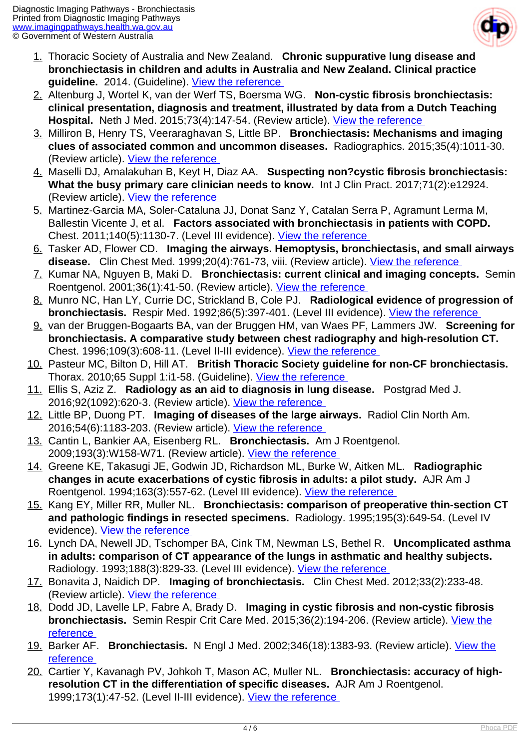1. Thoracic Society of Australia and New Zealand. **Chronic suppurative lung disease and bronchiectasis in children and adults in Australia and New Zealand. Clinical practice guideline.** 2014. (Guideline). View the reference
2. Altenburg J, Wortel K, van der Werf TS, Boersma WG. **Non-cystic fibrosis bronchiectasis: clinical presentation, diagnosis and treatment, illustrated by data from a Dutch Teaching Hospital.** Neth J Med. 2015;73(4):147-54. (Review article). View the reference
3. Milliron B, Henry TS, Veeraraghavan S, Little BP. **Bronchiectasis: Mechanisms and imaging clues of associated common and uncommon diseases.** Radiographics. 2015;35(4):1011-30. (Review article). View the reference
4. Maselli DJ, Amalakuhan B, Keyt H, Diaz AA. **Suspecting non?cystic fibrosis bronchiectasis: What the busy primary care clinician needs to know.** Int J Clin Pract. 2017;71(2):e12924. (Review article). View the reference
5. Martinez-Garcia MA, Soler-Cataluna JJ, Donat Sanz Y, Catalan Serra P, Agramunt Lerma M, Ballestin Vicente J, et al. **Factors associated with bronchiectasis in patients with COPD.** Chest. 2011;140(5):1130-7. (Level III evidence). View the reference
6. Tasker AD, Flower CD. **Imaging the airways. Hemoptysis, bronchiectasis, and small airways disease.** Clin Chest Med. 1999;20(4):761-73, viii. (Review article). View the reference
7. Kumar NA, Nguyen B, Maki D. **Bronchiectasis: current clinical and imaging concepts.** Semin Roentgenol. 2001;36(1):41-50. (Review article). View the reference
8. Munro NC, Han LY, Currie DC, Strickland B, Cole PJ. **Radiological evidence of progression of bronchiectasis.** Respir Med. 1992;86(5):397-401. (Level III evidence). View the reference
9. van der Bruggen-Bogaarts BA, van der Bruggen HM, van Waes PF, Lammers JW. **Screening for bronchiectasis. A comparative study between chest radiography and high-resolution CT.** Chest. 1996;109(3):608-11. (Level II-III evidence). View the reference
10. Pasteur MC, Bilton D, Hill AT. **British Thoracic Society guideline for non-CF bronchiectasis.** Thorax. 2010;65 Suppl 1:i1-58. (Guideline). View the reference
11. Ellis S, Aziz Z. **Radiology as an aid to diagnosis in lung disease.** Postgrad Med J. 2016;92(1092):620-3. (Review article). View the reference
12. Little BP, Duong PT. **Imaging of diseases of the large airways.** Radiol Clin North Am. 2016;54(6):1183-203. (Review article). View the reference
13. Cantin L, Bankier AA, Eisenberg RL. **Bronchiectasis.** Am J Roentgenol. 2009;193(3):W158-W71. (Review article). View the reference
14. Greene KE, Takasugi JE, Godwin JD, Richardson ML, Burke W, Aitken ML. **Radiographic changes in acute exacerbations of cystic fibrosis in adults: a pilot study.** AJR Am J Roentgenol. 1994;163(3):557-62. (Level III evidence). View the reference
15. Kang EY, Miller RR, Muller NL. **Bronchiectasis: comparison of preoperative thin-section CT and pathologic findings in resected specimens.** Radiology. 1995;195(3):649-54. (Level IV evidence). View the reference
16. Lynch DA, Newell JD, Tschomper BA, Cink TM, Newman LS, Bethel R. **Uncomplicated asthma in adults: comparison of CT appearance of the lungs in asthmatic and healthy subjects.** Radiology. 1993;188(3):829-33. (Level III evidence). View the reference
17. Bonavita J, Naidich DP. **Imaging of bronchiectasis.** Clin Chest Med. 2012;33(2):233-48. (Review article). View the reference
18. Dodd JD, Lavelle LP, Fabre A, Brady D. **Imaging in cystic fibrosis and non-cystic fibrosis bronchiectasis.** Semin Respir Crit Care Med. 2015;36(2):194-206. (Review article). View the reference
19. Barker AF. **Bronchiectasis.** N Engl J Med. 2002;346(18):1383-93. (Review article). View the reference
20. Cartier Y, Kavanagh PV, Johkoh T, Mason AC, Muller NL. **Bronchiectasis: accuracy of high-resolution CT in the differentiation of specific diseases.** AJR Am J Roentgenol. 1999;173(1):47-52. (Level II-III evidence). View the reference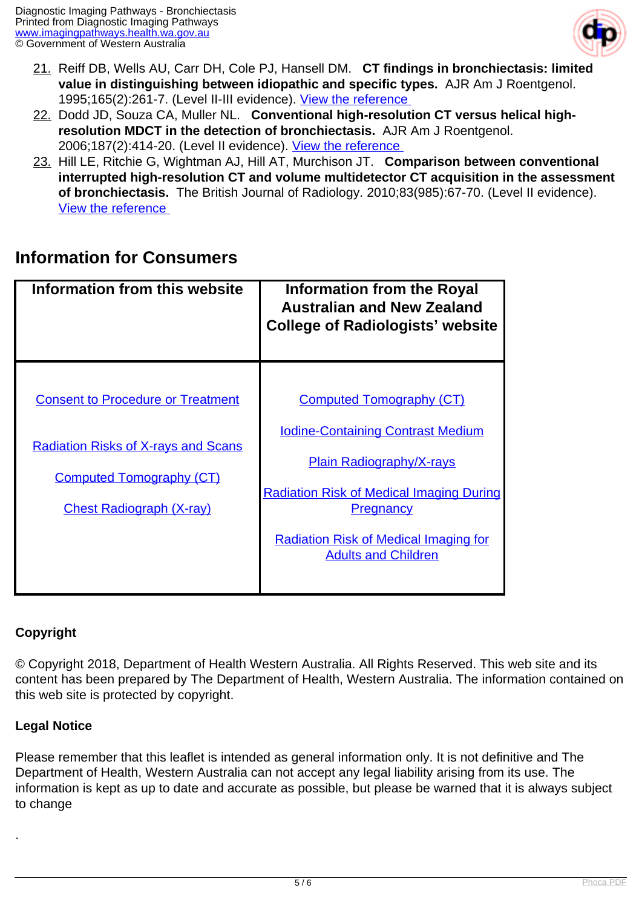21. Reiff DB, Wells AU, Carr DH, Cole PJ, Hansell DM. **CT findings in bronchiectasis: limited value in distinguishing between idiopathic and specific types.** AJR Am J Roentgenol. 1995;165(2):261-7. (Level II-III evidence). View the reference
22. Dodd JD, Souza CA, Muller NL. **Conventional high-resolution CT versus helical high-resolution MDCT in the detection of bronchiectasis.** AJR Am J Roentgenol. 2006;187(2):414-20. (Level II evidence). View the reference
23. Hill LE, Ritchie G, Wightman AJ, Hill AT, Murchison JT. **Comparison between conventional interrupted high-resolution CT and volume multidetector CT acquisition in the assessment of bronchiectasis.** The British Journal of Radiology. 2010;83(985):67-70. (Level II evidence). View the reference

## Information for Consumers

| Information from this website | Information from the Royal Australian and New Zealand College of Radiologists' website |
| --- | --- |
| Consent to Procedure or Treatment<br><br>Radiation Risks of X-rays and Scans<br><br>Computed Tomography (CT)<br><br>Chest Radiograph (X-ray) | Computed Tomography (CT)<br><br>Iodine-Containing Contrast Medium<br><br>Plain Radiography/X-rays<br><br>Radiation Risk of Medical Imaging During Pregnancy<br><br>Radiation Risk of Medical Imaging for Adults and Children |

**Copyright**

© Copyright 2018, Department of Health Western Australia. All Rights Reserved. This web site and its content has been prepared by The Department of Health, Western Australia. The information contained on this web site is protected by copyright.

**Legal Notice**

Please remember that this leaflet is intended as general information only. It is not definitive and The Department of Health, Western Australia can not accept any legal liability arising from its use. The information is kept as up to date and accurate as possible, but please be warned that it is always subject to change

.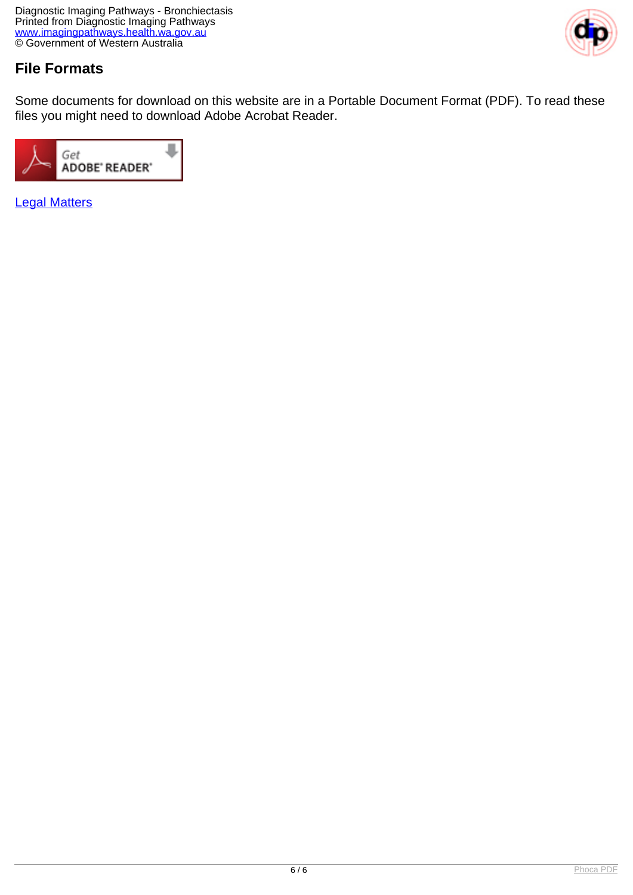## File Formats

Some documents for download on this website are in a Portable Document Format (PDF). To read these files you might need to download Adobe Acrobat Reader.

Legal Matters